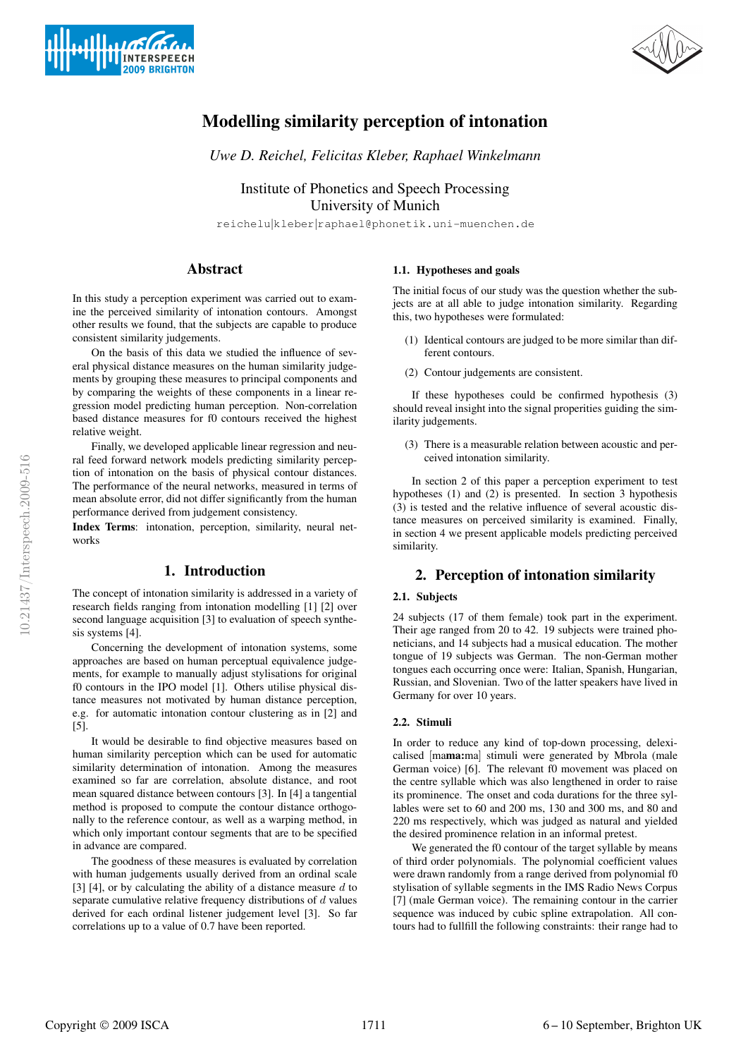# Modelling similarity perception of intonation

*Uwe D. Reichel, Felicitas Kleber, Raphael Winkelmann*

Institute of Phonetics and Speech Processing
University of Munich

reichelu|kleber|raphael@phonetik.uni-muenchen.de

## Abstract

In this study a perception experiment was carried out to examine the perceived similarity of intonation contours. Amongst other results we found, that the subjects are capable to produce consistent similarity judgements.

On the basis of this data we studied the influence of several physical distance measures on the human similarity judgements by grouping these measures to principal components and by comparing the weights of these components in a linear regression model predicting human perception. Non-correlation based distance measures for f0 contours received the highest relative weight.

Finally, we developed applicable linear regression and neural feed forward network models predicting similarity perception of intonation on the basis of physical contour distances. The performance of the neural networks, measured in terms of mean absolute error, did not differ significantly from the human performance derived from judgement consistency.

**Index Terms**: intonation, perception, similarity, neural networks

## 1. Introduction

The concept of intonation similarity is addressed in a variety of research fields ranging from intonation modelling [1] [2] over second language acquisition [3] to evaluation of speech synthesis systems [4].

Concerning the development of intonation systems, some approaches are based on human perceptual equivalence judgements, for example to manually adjust stylisations for original f0 contours in the IPO model [1]. Others utilise physical distance measures not motivated by human distance perception, e.g. for automatic intonation contour clustering as in [2] and [5].

It would be desirable to find objective measures based on human similarity perception which can be used for automatic similarity determination of intonation. Among the measures examined so far are correlation, absolute distance, and root mean squared distance between contours [3]. In [4] a tangential method is proposed to compute the contour distance orthogonally to the reference contour, as well as a warping method, in which only important contour segments that are to be specified in advance are compared.

The goodness of these measures is evaluated by correlation with human judgements usually derived from an ordinal scale [3] [4], or by calculating the ability of a distance measure $d$ to separate cumulative relative frequency distributions of $d$ values derived for each ordinal listener judgement level [3]. So far correlations up to a value of 0.7 have been reported.

### 1.1. Hypotheses and goals

The initial focus of our study was the question whether the subjects are at all able to judge intonation similarity. Regarding this, two hypotheses were formulated:

(1) Identical contours are judged to be more similar than different contours.

(2) Contour judgements are consistent.

If these hypotheses could be confirmed hypothesis (3) should reveal insight into the signal properities guiding the similarity judgements.

(3) There is a measurable relation between acoustic and perceived intonation similarity.

In section 2 of this paper a perception experiment to test hypotheses (1) and (2) is presented. In section 3 hypothesis (3) is tested and the relative influence of several acoustic distance measures on perceived similarity is examined. Finally, in section 4 we present applicable models predicting perceived similarity.

## 2. Perception of intonation similarity

### 2.1. Subjects

24 subjects (17 of them female) took part in the experiment. Their age ranged from 20 to 42. 19 subjects were trained phoneticians, and 14 subjects had a musical education. The mother tongue of 19 subjects was German. The non-German mother tongues each occurring once were: Italian, Spanish, Hungarian, Russian, and Slovenian. Two of the latter speakers have lived in Germany for over 10 years.

### 2.2. Stimuli

In order to reduce any kind of top-down processing, delexicalised [ma**ma:**ma] stimuli were generated by Mbrola (male German voice) [6]. The relevant f0 movement was placed on the centre syllable which was also lengthened in order to raise its prominence. The onset and coda durations for the three syllables were set to 60 and 200 ms, 130 and 300 ms, and 80 and 220 ms respectively, which was judged as natural and yielded the desired prominence relation in an informal pretest.

We generated the f0 contour of the target syllable by means of third order polynomials. The polynomial coefficient values were drawn randomly from a range derived from polynomial f0 stylisation of syllable segments in the IMS Radio News Corpus [7] (male German voice). The remaining contour in the carrier sequence was induced by cubic spline extrapolation. All contours had to fullfill the following constraints: their range had to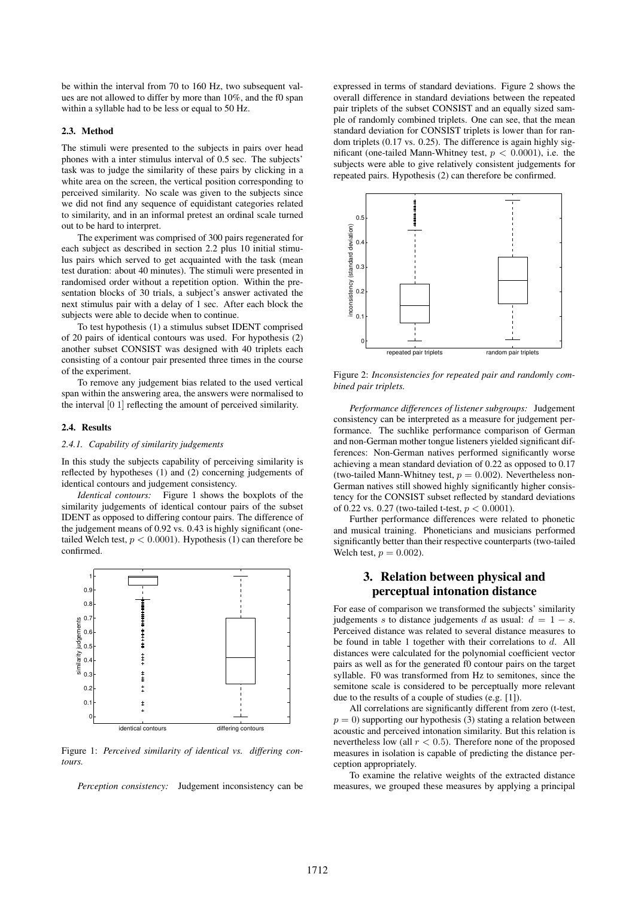be within the interval from 70 to 160 Hz, two subsequent values are not allowed to differ by more than 10%, and the f0 span within a syllable had to be less or equal to 50 Hz.

### 2.3. Method

The stimuli were presented to the subjects in pairs over head phones with a inter stimulus interval of 0.5 sec. The subjects' task was to judge the similarity of these pairs by clicking in a white area on the screen, the vertical position corresponding to perceived similarity. No scale was given to the subjects since we did not find any sequence of equidistant categories related to similarity, and in an informal pretest an ordinal scale turned out to be hard to interpret.

The experiment was comprised of 300 pairs regenerated for each subject as described in section 2.2 plus 10 initial stimulus pairs which served to get acquainted with the task (mean test duration: about 40 minutes). The stimuli were presented in randomised order without a repetition option. Within the presentation blocks of 30 trials, a subject's answer activated the next stimulus pair with a delay of 1 sec. After each block the subjects were able to decide when to continue.

To test hypothesis (1) a stimulus subset IDENT comprised of 20 pairs of identical contours was used. For hypothesis (2) another subset CONSIST was designed with 40 triplets each consisting of a contour pair presented three times in the course of the experiment.

To remove any judgement bias related to the used vertical span within the answering area, the answers were normalised to the interval $[0\ 1]$ reflecting the amount of perceived similarity.

### 2.4. Results

#### 2.4.1. Capability of similarity judgements

In this study the subjects capability of perceiving similarity is reflected by hypotheses (1) and (2) concerning judgements of identical contours and judgement consistency.

*Identical contours:* Figure 1 shows the boxplots of the similarity judgements of identical contour pairs of the subset IDENT as opposed to differing contour pairs. The difference of the judgement means of 0.92 vs. 0.43 is highly significant (one-tailed Welch test, $p < 0.0001$). Hypothesis (1) can therefore be confirmed.

Figure 1: *Perceived similarity of identical vs. differing contours.*

*Perception consistency:* Judgement inconsistency can be expressed in terms of standard deviations. Figure 2 shows the overall difference in standard deviations between the repeated pair triplets of the subset CONSIST and an equally sized sample of randomly combined triplets. One can see, that the mean standard deviation for CONSIST triplets is lower than for random triplets (0.17 vs. 0.25). The difference is again highly significant (one-tailed Mann-Whitney test, $p < 0.0001$), i.e. the subjects were able to give relatively consistent judgements for repeated pairs. Hypothesis (2) can therefore be confirmed.

Figure 2: *Inconsistencies for repeated pair and randomly combined pair triplets.*

*Performance differences of listener subgroups:* Judgement consistency can be interpreted as a measure for judgement performance. The suchlike performance comparison of German and non-German mother tongue listeners yielded significant differences: Non-German natives performed significantly worse achieving a mean standard deviation of 0.22 as opposed to 0.17 (two-tailed Mann-Whitney test, $p = 0.002$). Nevertheless non-German natives still showed highly significantly higher consistency for the CONSIST subset reflected by standard deviations of 0.22 vs. 0.27 (two-tailed t-test, $p < 0.0001$).

Further performance differences were related to phonetic and musical training. Phoneticians and musicians performed significantly better than their respective counterparts (two-tailed Welch test, $p = 0.002$).

## 3. Relation between physical and perceptual intonation distance

For ease of comparison we transformed the subjects' similarity judgements $s$ to distance judgements $d$ as usual: $d = 1 - s$. Perceived distance was related to several distance measures to be found in table 1 together with their correlations to $d$. All distances were calculated for the polynomial coefficient vector pairs as well as for the generated f0 contour pairs on the target syllable. F0 was transformed from Hz to semitones, since the semitone scale is considered to be perceptually more relevant due to the results of a couple of studies (e.g. [1]).

All correlations are significantly different from zero (t-test, $p = 0$) supporting our hypothesis (3) stating a relation between acoustic and perceived intonation similarity. But this relation is nevertheless low (all $r < 0.5$). Therefore none of the proposed measures in isolation is capable of predicting the distance perception appropriately.

To examine the relative weights of the extracted distance measures, we grouped these measures by applying a principal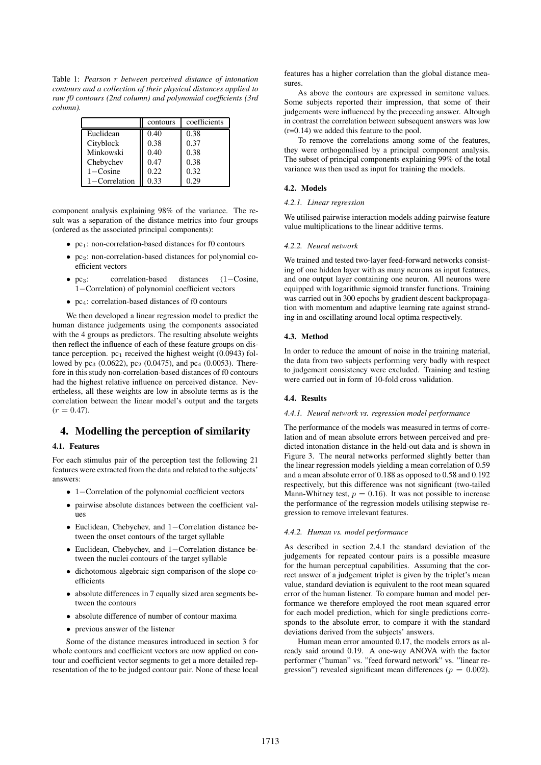Table 1: *Pearson r between perceived distance of intonation contours and a collection of their physical distances applied to raw f0 contours (2nd column) and polynomial coefficients (3rd column).*

| | contours | coefficients |
|---|---|---|
| Euclidean | 0.40 | 0.38 |
| Cityblock | 0.38 | 0.37 |
| Minkowski | 0.40 | 0.38 |
| Chebychev | 0.47 | 0.38 |
| 1−Cosine | 0.22 | 0.32 |
| 1−Correlation | 0.33 | 0.29 |

component analysis explaining 98% of the variance. The result was a separation of the distance metrics into four groups (ordered as the associated principal components):

- $pc_1$: non-correlation-based distances for f0 contours
- $pc_2$: non-correlation-based distances for polynomial coefficient vectors
- $pc_3$: correlation-based distances (1−Cosine, 1−Correlation) of polynomial coefficient vectors
- $pc_4$: correlation-based distances of f0 contours

We then developed a linear regression model to predict the human distance judgements using the components associated with the 4 groups as predictors. The resulting absolute weights then reflect the influence of each of these feature groups on distance perception. $pc_1$ received the highest weight (0.0943) followed by $pc_3$ (0.0622), $pc_2$ (0.0475), and $pc_4$ (0.0053). Therefore in this study non-correlation-based distances of f0 contours had the highest relative influence on perceived distance. Nevertheless, all these weights are low in absolute terms as is the correlation between the linear model's output and the targets ($r = 0.47$).

## 4. Modelling the perception of similarity

### 4.1. Features

For each stimulus pair of the perception test the following 21 features were extracted from the data and related to the subjects' answers:

- 1−Correlation of the polynomial coefficient vectors
- pairwise absolute distances between the coefficient values
- Euclidean, Chebychev, and 1−Correlation distance between the onset contours of the target syllable
- Euclidean, Chebychev, and 1−Correlation distance between the nuclei contours of the target syllable
- dichotomous algebraic sign comparison of the slope coefficients
- absolute differences in 7 equally sized area segments between the contours
- absolute difference of number of contour maxima
- previous answer of the listener

Some of the distance measures introduced in section 3 for whole contours and coefficient vectors are now applied on contour and coefficient vector segments to get a more detailed representation of the to be judged contour pair. None of these local features has a higher correlation than the global distance measures.

As above the contours are expressed in semitone values. Some subjects reported their impression, that some of their judgements were influenced by the preceeding answer. Altough in contrast the correlation between subsequent answers was low (r=0.14) we added this feature to the pool.

To remove the correlations among some of the features, they were orthogonalised by a principal component analysis. The subset of principal components explaining 99% of the total variance was then used as input for training the models.

### 4.2. Models

#### 4.2.1. Linear regression

We utilised pairwise interaction models adding pairwise feature value multiplications to the linear additive terms.

#### 4.2.2. Neural network

We trained and tested two-layer feed-forward networks consisting of one hidden layer with as many neurons as input features, and one output layer containing one neuron. All neurons were equipped with logarithmic sigmoid transfer functions. Training was carried out in 300 epochs by gradient descent backpropagation with momentum and adaptive learning rate against stranding in and oscillating around local optima respectively.

### 4.3. Method

In order to reduce the amount of noise in the training material, the data from two subjects performing very badly with respect to judgement consistency were excluded. Training and testing were carried out in form of 10-fold cross validation.

### 4.4. Results

#### 4.4.1. Neural network vs. regression model performance

The performance of the models was measured in terms of correlation and of mean absolute errors between perceived and predicted intonation distance in the held-out data and is shown in Figure 3. The neural networks performed slightly better than the linear regression models yielding a mean correlation of 0.59 and a mean absolute error of 0.188 as opposed to 0.58 and 0.192 respectively, but this difference was not significant (two-tailed Mann-Whitney test, $p = 0.16$). It was not possible to increase the performance of the regression models utilising stepwise regression to remove irrelevant features.

#### 4.4.2. Human vs. model performance

As described in section 2.4.1 the standard deviation of the judgements for repeated contour pairs is a possible measure for the human perceptual capabilities. Assuming that the correct answer of a judgement triplet is given by the triplet's mean value, standard deviation is equivalent to the root mean squared error of the human listener. To compare human and model performance we therefore employed the root mean squared error for each model prediction, which for single predictions corresponds to the absolute error, to compare it with the standard deviations derived from the subjects' answers.

Human mean error amounted 0.17, the models errors as already said around 0.19. A one-way ANOVA with the factor performer ("human" vs. "feed forward network" vs. "linear regression") revealed significant mean differences ($p = 0.002$).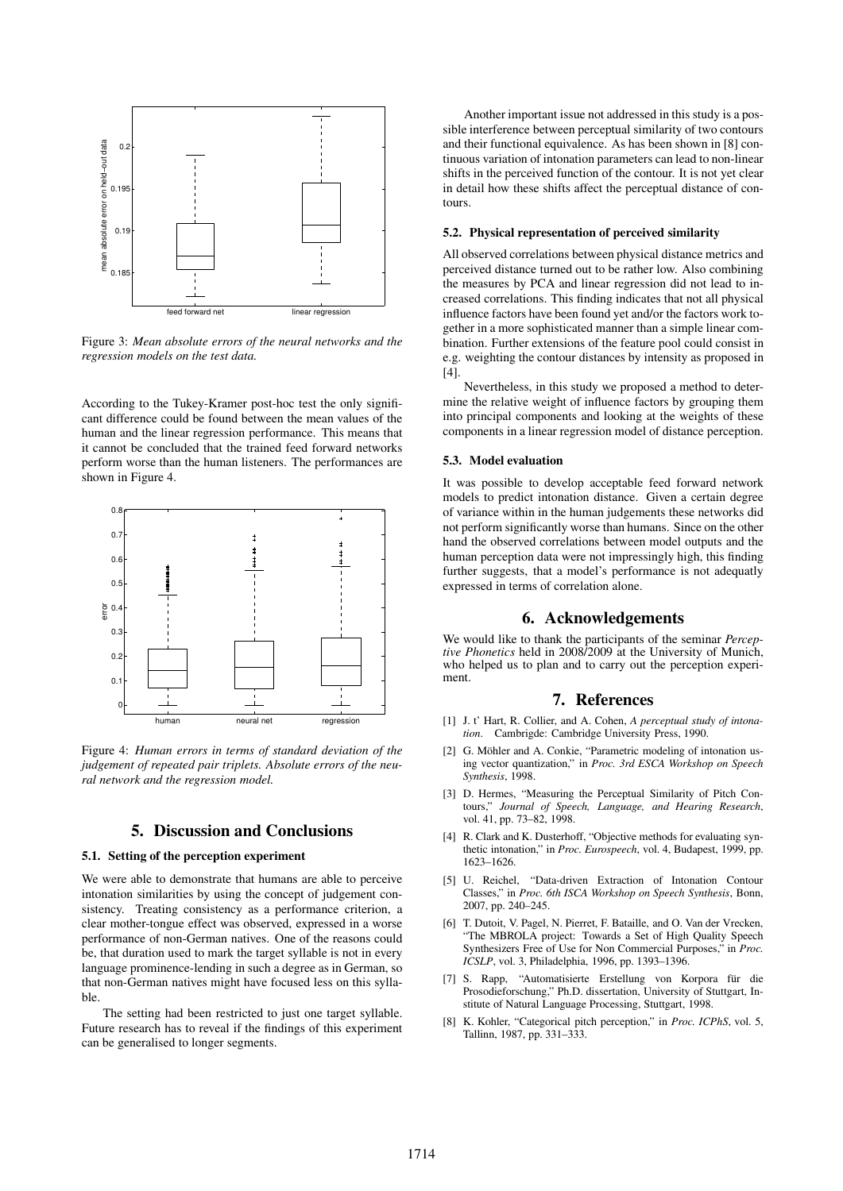mean absolute error on held-out data

0.2

0.195

0.19

0.185

feed forward net

linear regression

Figure 3: *Mean absolute errors of the neural networks and the regression models on the test data.*

According to the Tukey-Kramer post-hoc test the only significant difference could be found between the mean values of the human and the linear regression performance. This means that it cannot be concluded that the trained feed forward networks perform worse than the human listeners. The performances are shown in Figure 4.

error

0.8

0.7

0.6

0.5

0.4

0.3

0.2

0.1

0

human

neural net

regression

Figure 4: *Human errors in terms of standard deviation of the judgement of repeated pair triplets. Absolute errors of the neural network and the regression model.*

## 5. Discussion and Conclusions

### 5.1. Setting of the perception experiment

We were able to demonstrate that humans are able to perceive intonation similarities by using the concept of judgement consistency. Treating consistency as a performance criterion, a clear mother-tongue effect was observed, expressed in a worse performance of non-German natives. One of the reasons could be, that duration used to mark the target syllable is not in every language prominence-lending in such a degree as in German, so that non-German natives might have focused less on this syllable.

The setting had been restricted to just one target syllable. Future research has to reveal if the findings of this experiment can be generalised to longer segments.

Another important issue not addressed in this study is a possible interference between perceptual similarity of two contours and their functional equivalence. As has been shown in [8] continuous variation of intonation parameters can lead to non-linear shifts in the perceived function of the contour. It is not yet clear in detail how these shifts affect the perceptual distance of contours.

### 5.2. Physical representation of perceived similarity

All observed correlations between physical distance metrics and perceived distance turned out to be rather low. Also combining the measures by PCA and linear regression did not lead to increased correlations. This finding indicates that not all physical influence factors have been found yet and/or the factors work together in a more sophisticated manner than a simple linear combination. Further extensions of the feature pool could consist in e.g. weighting the contour distances by intensity as proposed in [4].

Nevertheless, in this study we proposed a method to determine the relative weight of influence factors by grouping them into principal components and looking at the weights of these components in a linear regression model of distance perception.

### 5.3. Model evaluation

It was possible to develop acceptable feed forward network models to predict intonation distance. Given a certain degree of variance within in the human judgements these networks did not perform significantly worse than humans. Since on the other hand the observed correlations between model outputs and the human perception data were not impressingly high, this finding further suggests, that a model's performance is not adequatly expressed in terms of correlation alone.

## 6. Acknowledgements

We would like to thank the participants of the seminar *Perceptive Phonetics* held in 2008/2009 at the University of Munich, who helped us to plan and to carry out the perception experiment.

## 7. References

[1] J. t' Hart, R. Collier, and A. Cohen, *A perceptual study of intonation*. Cambrigde: Cambridge University Press, 1990.

[2] G. Möhler and A. Conkie, "Parametric modeling of intonation using vector quantization," in *Proc. 3rd ESCA Workshop on Speech Synthesis*, 1998.

[3] D. Hermes, "Measuring the Perceptual Similarity of Pitch Contours," *Journal of Speech, Language, and Hearing Research*, vol. 41, pp. 73–82, 1998.

[4] R. Clark and K. Dusterhoff, "Objective methods for evaluating synthetic intonation," in *Proc. Eurospeech*, vol. 4, Budapest, 1999, pp. 1623–1626.

[5] U. Reichel, "Data-driven Extraction of Intonation Contour Classes," in *Proc. 6th ISCA Workshop on Speech Synthesis*, Bonn, 2007, pp. 240–245.

[6] T. Dutoit, V. Pagel, N. Pierret, F. Bataille, and O. Van der Vrecken, "The MBROLA project: Towards a Set of High Quality Speech Synthesizers Free of Use for Non Commercial Purposes," in *Proc. ICSLP*, vol. 3, Philadelphia, 1996, pp. 1393–1396.

[7] S. Rapp, "Automatisierte Erstellung von Korpora für die Prosodieforschung," Ph.D. dissertation, University of Stuttgart, Institute of Natural Language Processing, Stuttgart, 1998.

[8] K. Kohler, "Categorical pitch perception," in *Proc. ICPhS*, vol. 5, Tallinn, 1987, pp. 331–333.